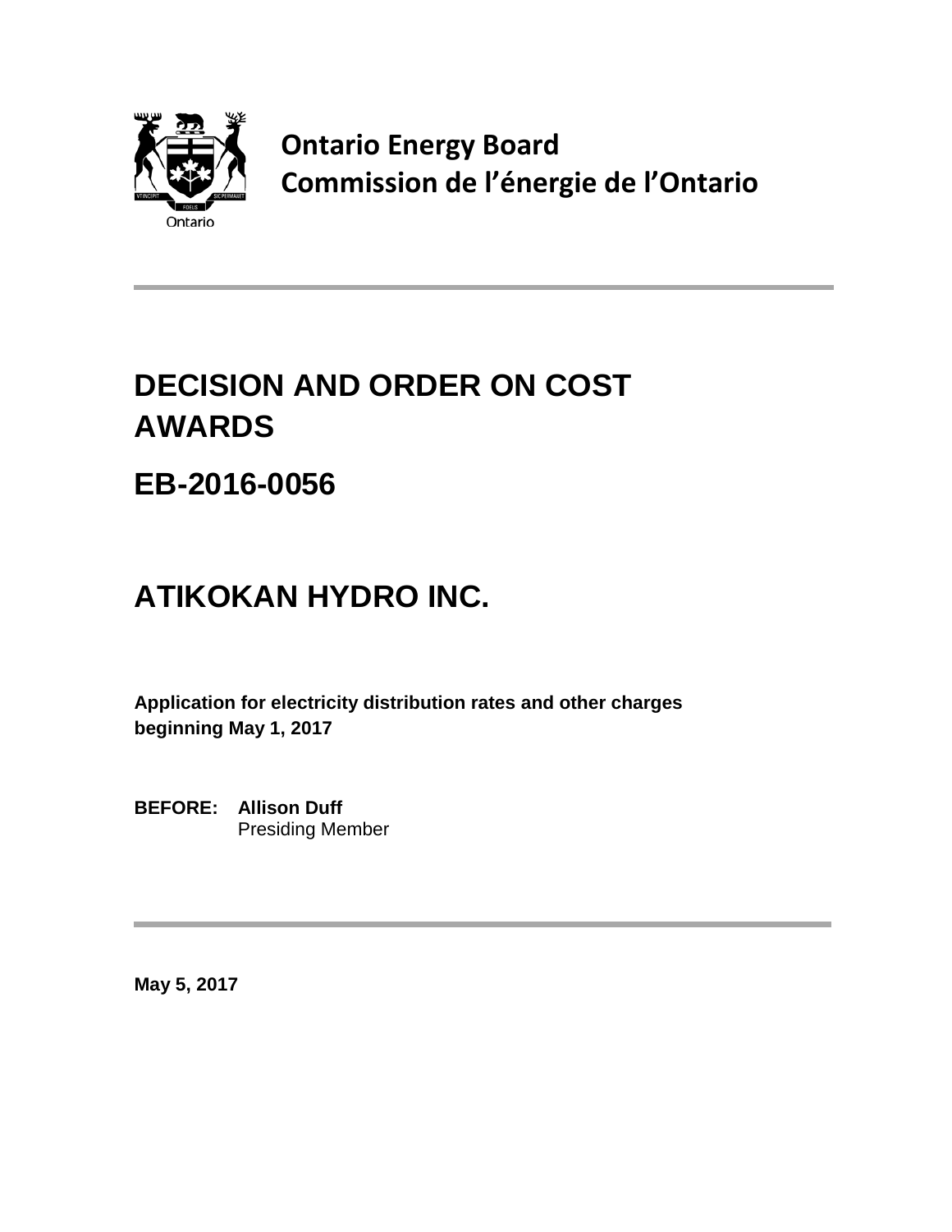Ontario Energy Board
Commission de l'énergie de l'Ontario

# DECISION AND ORDER ON COST AWARDS

# EB-2016-0056

# ATIKOKAN HYDRO INC.

**Application for electricity distribution rates and other charges beginning May 1, 2017**

**BEFORE: Allison Duff**
Presiding Member

**May 5, 2017**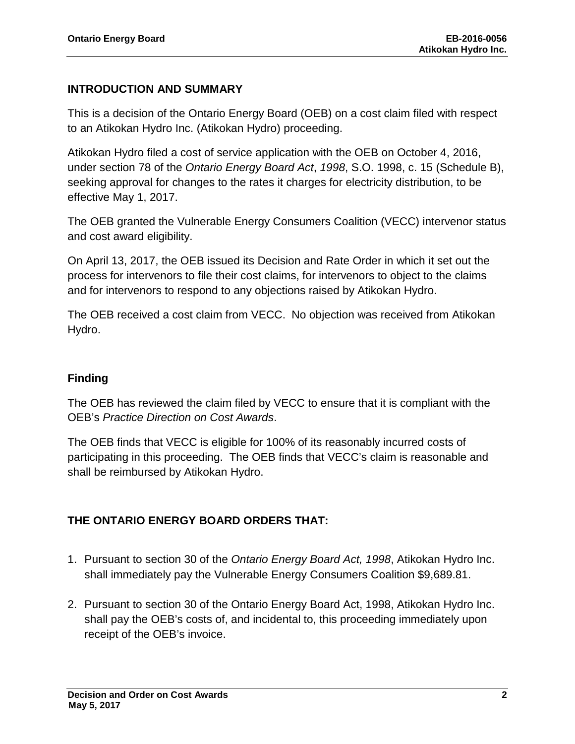## INTRODUCTION AND SUMMARY

This is a decision of the Ontario Energy Board (OEB) on a cost claim filed with respect to an Atikokan Hydro Inc. (Atikokan Hydro) proceeding.

Atikokan Hydro filed a cost of service application with the OEB on October 4, 2016, under section 78 of the *Ontario Energy Board Act*, *1998*, S.O. 1998, c. 15 (Schedule B), seeking approval for changes to the rates it charges for electricity distribution, to be effective May 1, 2017.

The OEB granted the Vulnerable Energy Consumers Coalition (VECC) intervenor status and cost award eligibility.

On April 13, 2017, the OEB issued its Decision and Rate Order in which it set out the process for intervenors to file their cost claims, for intervenors to object to the claims and for intervenors to respond to any objections raised by Atikokan Hydro.

The OEB received a cost claim from VECC. No objection was received from Atikokan Hydro.

## Finding

The OEB has reviewed the claim filed by VECC to ensure that it is compliant with the OEB's *Practice Direction on Cost Awards*.

The OEB finds that VECC is eligible for 100% of its reasonably incurred costs of participating in this proceeding. The OEB finds that VECC's claim is reasonable and shall be reimbursed by Atikokan Hydro.

## THE ONTARIO ENERGY BOARD ORDERS THAT:

1. Pursuant to section 30 of the *Ontario Energy Board Act, 1998*, Atikokan Hydro Inc. shall immediately pay the Vulnerable Energy Consumers Coalition $9,689.81.

2. Pursuant to section 30 of the Ontario Energy Board Act, 1998, Atikokan Hydro Inc. shall pay the OEB's costs of, and incidental to, this proceeding immediately upon receipt of the OEB's invoice.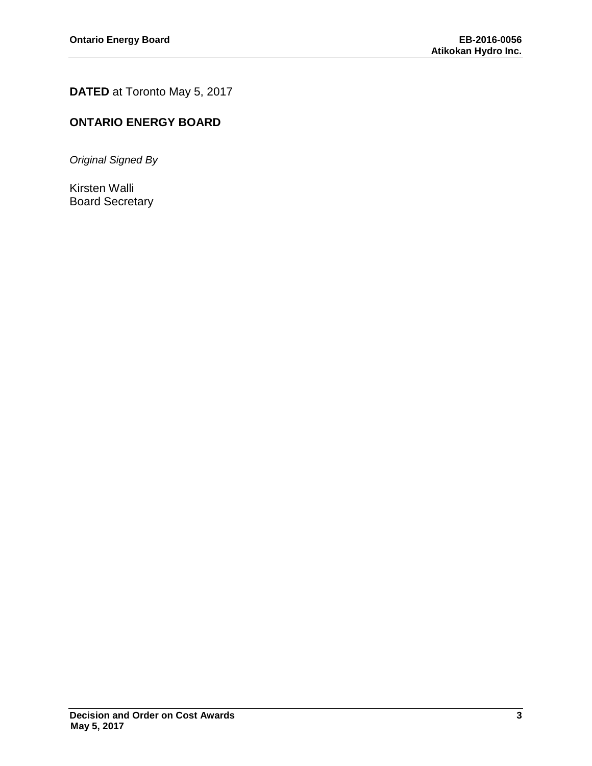**DATED** at Toronto May 5, 2017

**ONTARIO ENERGY BOARD**

*Original Signed By*

Kirsten Walli
Board Secretary